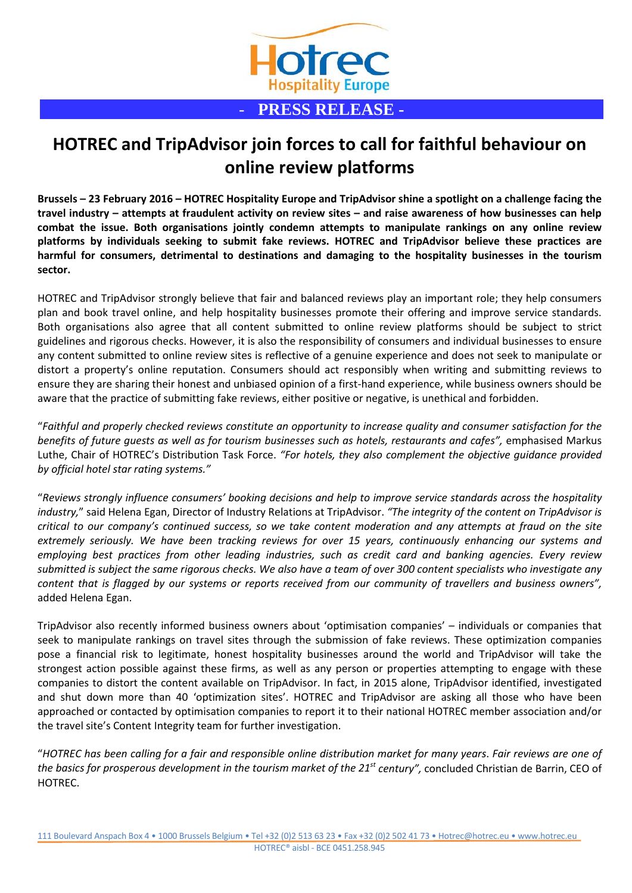Hotrec Hospitality Europe

**- PRESS RELEASE -**

# HOTREC and TripAdvisor join forces to call for faithful behaviour on online review platforms

**Brussels – 23 February 2016 – HOTREC Hospitality Europe and TripAdvisor shine a spotlight on a challenge facing the travel industry – attempts at fraudulent activity on review sites – and raise awareness of how businesses can help combat the issue. Both organisations jointly condemn attempts to manipulate rankings on any online review platforms by individuals seeking to submit fake reviews. HOTREC and TripAdvisor believe these practices are harmful for consumers, detrimental to destinations and damaging to the hospitality businesses in the tourism sector.**

HOTREC and TripAdvisor strongly believe that fair and balanced reviews play an important role; they help consumers plan and book travel online, and help hospitality businesses promote their offering and improve service standards. Both organisations also agree that all content submitted to online review platforms should be subject to strict guidelines and rigorous checks. However, it is also the responsibility of consumers and individual businesses to ensure any content submitted to online review sites is reflective of a genuine experience and does not seek to manipulate or distort a property's online reputation. Consumers should act responsibly when writing and submitting reviews to ensure they are sharing their honest and unbiased opinion of a first-hand experience, while business owners should be aware that the practice of submitting fake reviews, either positive or negative, is unethical and forbidden.

"*Faithful and properly checked reviews constitute an opportunity to increase quality and consumer satisfaction for the benefits of future guests as well as for tourism businesses such as hotels, restaurants and cafes",* emphasised Markus Luthe, Chair of HOTREC's Distribution Task Force. *"For hotels, they also complement the objective guidance provided by official hotel star rating systems."*

"*Reviews strongly influence consumers' booking decisions and help to improve service standards across the hospitality industry,*" said Helena Egan, Director of Industry Relations at TripAdvisor. *"The integrity of the content on TripAdvisor is critical to our company's continued success, so we take content moderation and any attempts at fraud on the site extremely seriously. We have been tracking reviews for over 15 years, continuously enhancing our systems and employing best practices from other leading industries, such as credit card and banking agencies. Every review submitted is subject the same rigorous checks. We also have a team of over 300 content specialists who investigate any content that is flagged by our systems or reports received from our community of travellers and business owners",* added Helena Egan.

TripAdvisor also recently informed business owners about 'optimisation companies' – individuals or companies that seek to manipulate rankings on travel sites through the submission of fake reviews. These optimization companies pose a financial risk to legitimate, honest hospitality businesses around the world and TripAdvisor will take the strongest action possible against these firms, as well as any person or properties attempting to engage with these companies to distort the content available on TripAdvisor. In fact, in 2015 alone, TripAdvisor identified, investigated and shut down more than 40 'optimization sites'. HOTREC and TripAdvisor are asking all those who have been approached or contacted by optimisation companies to report it to their national HOTREC member association and/or the travel site's Content Integrity team for further investigation.

"*HOTREC has been calling for a fair and responsible online distribution market for many years. Fair reviews are one of the basics for prosperous development in the tourism market of the 21st century",* concluded Christian de Barrin, CEO of HOTREC.

111 Boulevard Anspach Box 4 • 1000 Brussels Belgium • Tel +32 (0)2 513 63 23 • Fax +32 (0)2 502 41 73 • Hotrec@hotrec.eu • www.hotrec.eu
HOTREC® aisbl - BCE 0451.258.945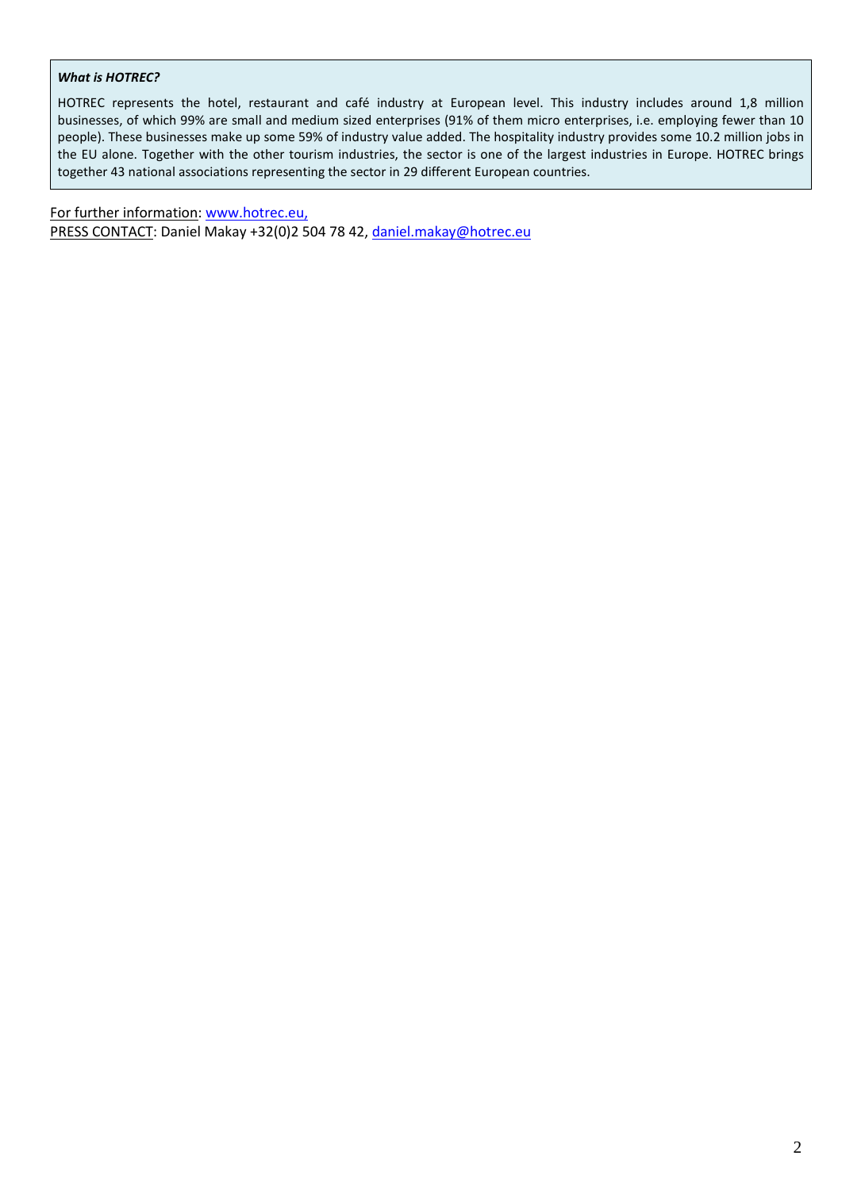***What is HOTREC?***

HOTREC represents the hotel, restaurant and café industry at European level. This industry includes around 1,8 million businesses, of which 99% are small and medium sized enterprises (91% of them micro enterprises, i.e. employing fewer than 10 people). These businesses make up some 59% of industry value added. The hospitality industry provides some 10.2 million jobs in the EU alone. Together with the other tourism industries, the sector is one of the largest industries in Europe. HOTREC brings together 43 national associations representing the sector in 29 different European countries.

For further information: www.hotrec.eu,
PRESS CONTACT: Daniel Makay +32(0)2 504 78 42, daniel.makay@hotrec.eu